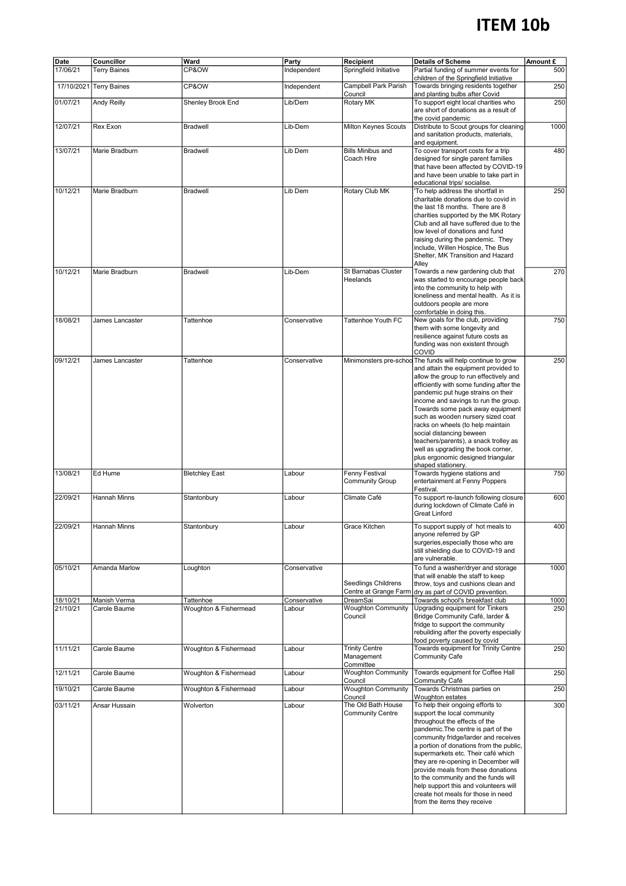# ITEM 10b

| Date | Councillor | Ward | Party | Recipient | Details of Scheme | Amount £ |
|---|---|---|---|---|---|---|
| 17/06/21 | Terry Baines | CP&OW | Independent | Springfield Initiative | Partial funding of summer events for children of the Springfield Initiative | 500 |
| 17/10/2021 | Terry Baines | CP&OW | Independent | Campbell Park Parish Council | Towards bringing residents together and planting bulbs after Covid | 250 |
| 01/07/21 | Andy Reilly | Shenley Brook End | Lib/Dem | Rotary MK | To support eight local charities who are short of donations as a result of the covid pandemic | 250 |
| 12/07/21 | Rex Exon | Bradwell | Lib-Dem | Milton Keynes Scouts | Distribute to Scout groups for cleaning and sanitation products, materials, and equipment. | 1000 |
| 13/07/21 | Marie Bradburn | Bradwell | Lib Dem | Bills Minibus and Coach Hire | To cover transport costs for a trip designed for single parent families that have been affected by COVID-19 and have been unable to take part in educational trips/ socialise. | 480 |
| 10/12/21 | Marie Bradburn | Bradwell | Lib Dem | Rotary Club MK | 'To help address the shortfall in charitable donations due to covid in the last 18 months. There are 8 charities supported by the MK Rotary Club and all have suffered due to the low level of donations and fund raising during the pandemic. They include, Willen Hospice, The Bus Shelter, MK Transition and Hazard Alley | 250 |
| 10/12/21 | Marie Bradburn | Bradwell | Lib-Dem | St Barnabas Cluster Heelands | Towards a new gardening club that was started to encourage people back into the community to help with loneliness and mental health. As it is outdoors people are more comfortable in doing this. | 270 |
| 18/08/21 | James Lancaster | Tattenhoe | Conservative | Tattenhoe Youth FC | New goals for the club, providing them with some longevity and resilience against future costs as funding was non existent through COVID | 750 |
| 09/12/21 | James Lancaster | Tattenhoe | Conservative | Minimonsters pre-school | The funds will help continue to grow and attain the equipment provided to allow the group to run effectively and efficiently with some funding after the pandemic put huge strains on their income and savings to run the group. Towards some pack away equipment such as wooden nursery sized coat racks on wheels (to help maintain social distancing beween teachers/parents), a snack trolley as well as upgrading the book corner, plus ergonomic designed triangular shaped stationery. | 250 |
| 13/08/21 | Ed Hume | Bletchley East | Labour | Fenny Festival Community Group | Towards hygiene stations and entertainment at Fenny Poppers Festival. | 750 |
| 22/09/21 | Hannah Minns | Stantonbury | Labour | Climate Café | To support re-launch following closure during lockdown of Climate Café in Great Linford | 600 |
| 22/09/21 | Hannah Minns | Stantonbury | Labour | Grace Kitchen | To support supply of hot meals to anyone referred by GP surgeries,especially those who are still shielding due to COVID-19 and are vulnerable. | 400 |
| 05/10/21 | Amanda Marlow | Loughton | Conservative | Seedlings Childrens Centre at Grange Farm | To fund a washer/dryer and storage that will enable the staff to keep throw, toys and cushions clean and dry as part of COVID prevention. | 1000 |
| 18/10/21 | Manish Verma | Tattenhoe | Conservative | DreamSai | Towards school's breakfast club | 1000 |
| 21/10/21 | Carole Baume | Woughton & Fishermead | Labour | Woughton Community Council | Upgrading equipment for Tinkers Bridge Community Café, larder & fridge to support the community rebuilding after the poverty especially food poverty caused by covid | 250 |
| 11/11/21 | Carole Baume | Woughton & Fishermead | Labour | Trinity Centre Management Committee | Towards equipment for Trinity Centre Community Cafe | 250 |
| 12/11/21 | Carole Baume | Woughton & Fishermead | Labour | Woughton Community Council | Towards equipment for Coffee Hall Community Café | 250 |
| 19/10/21 | Carole Baume | Woughton & Fishermead | Labour | Woughton Community Council | Towards Christmas parties on Woughton estates | 250 |
| 03/11/21 | Ansar Hussain | Wolverton | Labour | The Old Bath House Community Centre | To help their ongoing efforts to support the local community throughout the effects of the pandemic.The centre is part of the community fridge/larder and receives a portion of donations from the public, supermarkets etc. Their café which they are re-opening in December will provide meals from these donations to the community and the funds will help support this and volunteers will create hot meals for those in need from the items they receive | 300 |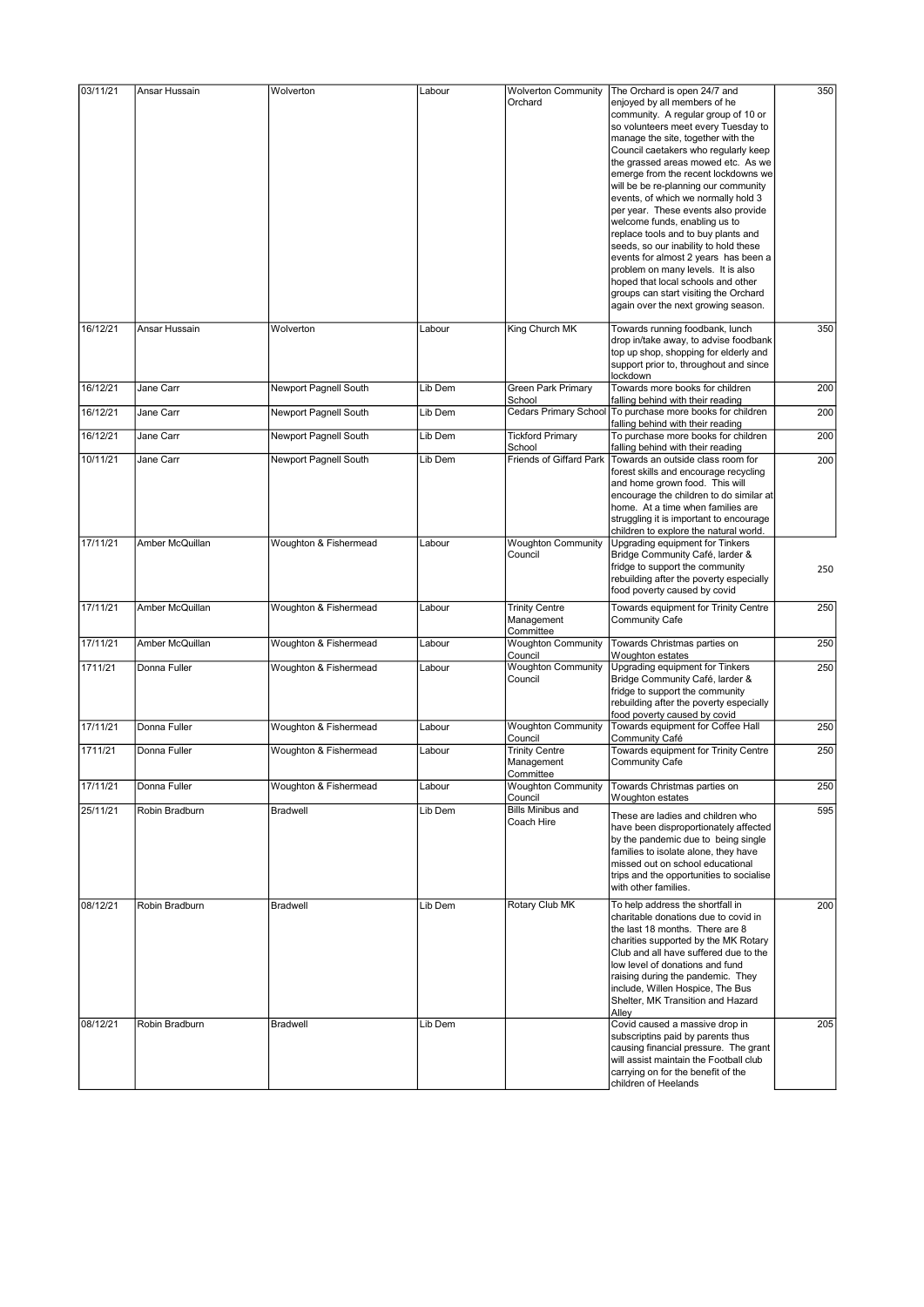| 03/11/21 | Ansar Hussain | Wolverton | Labour | Wolverton Community Orchard | The Orchard is open 24/7 and enjoyed by all members of he community. A regular group of 10 or so volunteers meet every Tuesday to manage the site, together with the Council caetakers who regularly keep the grassed areas mowed etc. As we emerge from the recent lockdowns we will be be re-planning our community events, of which we normally hold 3 per year. These events also provide welcome funds, enabling us to replace tools and to buy plants and seeds, so our inability to hold these events for almost 2 years has been a problem on many levels. It is also hoped that local schools and other groups can start visiting the Orchard again over the next growing season. | 350 |
|---|---|---|---|---|---|---|
| 16/12/21 | Ansar Hussain | Wolverton | Labour | King Church MK | Towards running foodbank, lunch drop in/take away, to advise foodbank top up shop, shopping for elderly and support prior to, throughout and since lockdown | 350 |
| 16/12/21 | Jane Carr | Newport Pagnell South | Lib Dem | Green Park Primary School | Towards more books for children falling behind with their reading | 200 |
| 16/12/21 | Jane Carr | Newport Pagnell South | Lib Dem | Cedars Primary School | To purchase more books for children falling behind with their reading | 200 |
| 16/12/21 | Jane Carr | Newport Pagnell South | Lib Dem | Tickford Primary School | To purchase more books for children falling behind with their reading | 200 |
| 10/11/21 | Jane Carr | Newport Pagnell South | Lib Dem | Friends of Giffard Park | Towards an outside class room for forest skills and encourage recycling and home grown food. This will encourage the children to do similar at home. At a time when families are struggling it is important to encourage children to explore the natural world. | 200 |
| 17/11/21 | Amber McQuillan | Woughton & Fishermead | Labour | Woughton Community Council | Upgrading equipment for Tinkers Bridge Community Café, larder & fridge to support the community rebuilding after the poverty especially food poverty caused by covid | 250 |
| 17/11/21 | Amber McQuillan | Woughton & Fishermead | Labour | Trinity Centre Management Committee | Towards equipment for Trinity Centre Community Cafe | 250 |
| 17/11/21 | Amber McQuillan | Woughton & Fishermead | Labour | Woughton Community Council | Towards Christmas parties on Woughton estates | 250 |
| 1711/21 | Donna Fuller | Woughton & Fishermead | Labour | Woughton Community Council | Upgrading equipment for Tinkers Bridge Community Café, larder & fridge to support the community rebuilding after the poverty especially food poverty caused by covid | 250 |
| 17/11/21 | Donna Fuller | Woughton & Fishermead | Labour | Woughton Community Council | Towards equipment for Coffee Hall Community Café | 250 |
| 1711/21 | Donna Fuller | Woughton & Fishermead | Labour | Trinity Centre Management Committee | Towards equipment for Trinity Centre Community Cafe | 250 |
| 17/11/21 | Donna Fuller | Woughton & Fishermead | Labour | Woughton Community Council | Towards Christmas parties on Woughton estates | 250 |
| 25/11/21 | Robin Bradburn | Bradwell | Lib Dem | Bills Minibus and Coach Hire | These are ladies and children who have been disproportionately affected by the pandemic due to being single families to isolate alone, they have missed out on school educational trips and the opportunities to socialise with other families. | 595 |
| 08/12/21 | Robin Bradburn | Bradwell | Lib Dem | Rotary Club MK | To help address the shortfall in charitable donations due to covid in the last 18 months. There are 8 charities supported by the MK Rotary Club and all have suffered due to the low level of donations and fund raising during the pandemic. They include, Willen Hospice, The Bus Shelter, MK Transition and Hazard Alley | 200 |
| 08/12/21 | Robin Bradburn | Bradwell | Lib Dem | | Covid caused a massive drop in subscriptins paid by parents thus causing financial pressure. The grant will assist maintain the Football club carrying on for the benefit of the children of Heelands | 205 |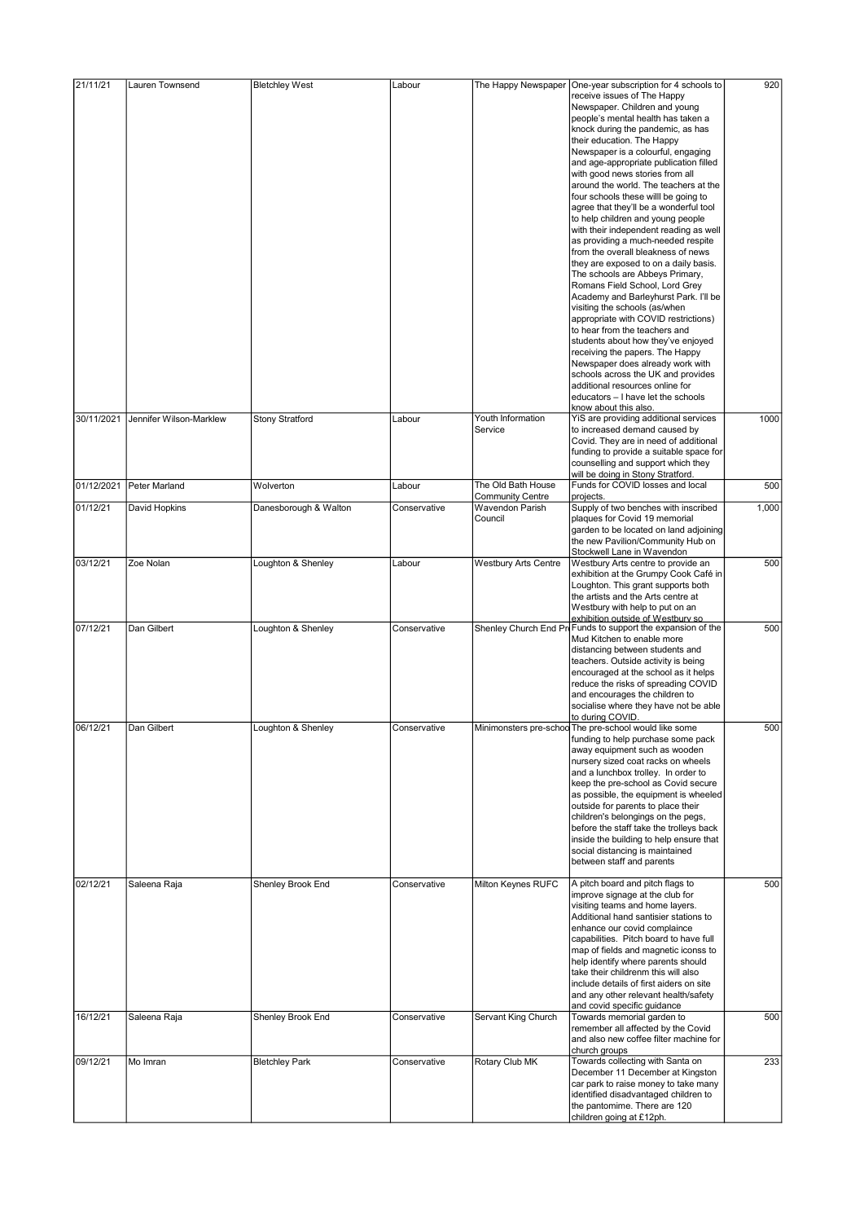| 21/11/21 | Lauren Townsend | Bletchley West | Labour | The Happy Newspaper | One-year subscription for 4 schools to receive issues of The Happy Newspaper. Children and young people's mental health has taken a knock during the pandemic, as has their education. The Happy Newspaper is a colourful, engaging and age-appropriate publication filled with good news stories from all around the world. The teachers at the four schools these willl be going to agree that they'll be a wonderful tool to help children and young people with their independent reading as well as providing a much-needed respite from the overall bleakness of news they are exposed to on a daily basis. The schools are Abbeys Primary, Romans Field School, Lord Grey Academy and Barleyhurst Park. I'll be visiting the schools (as/when appropriate with COVID restrictions) to hear from the teachers and students about how they've enjoyed receiving the papers. The Happy Newspaper does already work with schools across the UK and provides additional resources online for educators – I have let the schools know about this also. | 920 |
|---|---|---|---|---|---|---|
| 30/11/2021 | Jennifer Wilson-Marklew | Stony Stratford | Labour | Youth Information Service | YiS are providing additional services to increased demand caused by Covid. They are in need of additional funding to provide a suitable space for counselling and support which they will be doing in Stony Stratford. | 1000 |
| 01/12/2021 | Peter Marland | Wolverton | Labour | The Old Bath House Community Centre | Funds for COVID losses and local projects. | 500 |
| 01/12/21 | David Hopkins | Danesborough & Walton | Conservative | Wavendon Parish Council | Supply of two benches with inscribed plaques for Covid 19 memorial garden to be located on land adjoining the new Pavilion/Community Hub on Stockwell Lane in Wavendon | 1,000 |
| 03/12/21 | Zoe Nolan | Loughton & Shenley | Labour | Westbury Arts Centre | Westbury Arts centre to provide an exhibition at the Grumpy Cook Café in Loughton. This grant supports both the artists and the Arts centre at Westbury with help to put on an exhibition outside of Westbury so | 500 |
| 07/12/21 | Dan Gilbert | Loughton & Shenley | Conservative | Shenley Church End Pr | Funds to support the expansion of the Mud Kitchen to enable more distancing between students and teachers. Outside activity is being encouraged at the school as it helps reduce the risks of spreading COVID and encourages the children to socialise where they have not be able to during COVID. | 500 |
| 06/12/21 | Dan Gilbert | Loughton & Shenley | Conservative | Minimonsters pre-schoo | The pre-school would like some funding to help purchase some pack away equipment such as wooden nursery sized coat racks on wheels and a lunchbox trolley. In order to keep the pre-school as Covid secure as possible, the equipment is wheeled outside for parents to place their children's belongings on the pegs, before the staff take the trolleys back inside the building to help ensure that social distancing is maintained between staff and parents | 500 |
| 02/12/21 | Saleena Raja | Shenley Brook End | Conservative | Milton Keynes RUFC | A pitch board and pitch flags to improve signage at the club for visiting teams and home layers. Additional hand santisier stations to enhance our covid complaince capabilities. Pitch board to have full map of fields and magnetic iconss to help identify where parents should take their childrenm this will also include details of first aiders on site and any other relevant health/safety and covid specific guidance | 500 |
| 16/12/21 | Saleena Raja | Shenley Brook End | Conservative | Servant King Church | Towards memorial garden to remember all affected by the Covid and also new coffee filter machine for church groups | 500 |
| 09/12/21 | Mo Imran | Bletchley Park | Conservative | Rotary Club MK | Towards collecting with Santa on December 11 December at Kingston car park to raise money to take many identified disadvantaged children to the pantomime. There are 120 children going at £12ph. | 233 |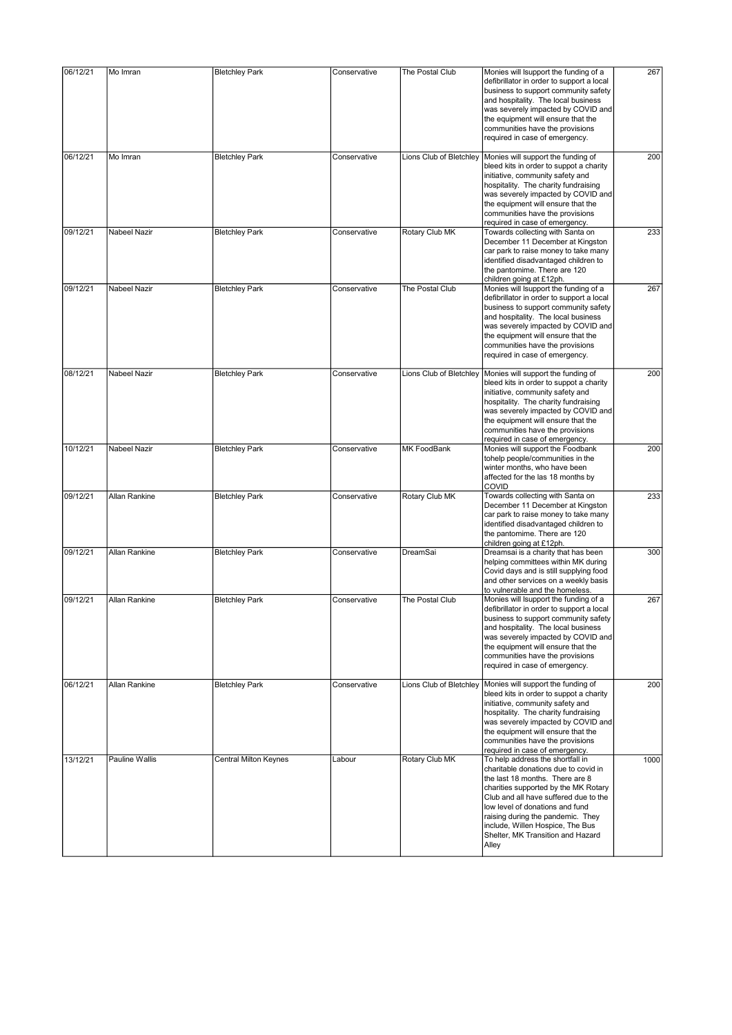| 06/12/21 | Mo Imran | Bletchley Park | Conservative | The Postal Club | Monies will Isupport the funding of a defibrillator in order to support a local business to support community safety and hospitality. The local business was severely impacted by COVID and the equipment will ensure that the communities have the provisions required in case of emergency. | 267 |
|---|---|---|---|---|---|---|
| 06/12/21 | Mo Imran | Bletchley Park | Conservative | Lions Club of Bletchley | Monies will support the funding of bleed kits in order to suppot a charity initiative, community safety and hospitality. The charity fundraising was severely impacted by COVID and the equipment will ensure that the communities have the provisions required in case of emergency. | 200 |
| 09/12/21 | Nabeel Nazir | Bletchley Park | Conservative | Rotary Club MK | Towards collecting with Santa on December 11 December at Kingston car park to raise money to take many identified disadvantaged children to the pantomime. There are 120 children going at £12ph. | 233 |
| 09/12/21 | Nabeel Nazir | Bletchley Park | Conservative | The Postal Club | Monies will Isupport the funding of a defibrillator in order to support a local business to support community safety and hospitality. The local business was severely impacted by COVID and the equipment will ensure that the communities have the provisions required in case of emergency. | 267 |
| 08/12/21 | Nabeel Nazir | Bletchley Park | Conservative | Lions Club of Bletchley | Monies will support the funding of bleed kits in order to suppot a charity initiative, community safety and hospitality. The charity fundraising was severely impacted by COVID and the equipment will ensure that the communities have the provisions required in case of emergency. | 200 |
| 10/12/21 | Nabeel Nazir | Bletchley Park | Conservative | MK FoodBank | Monies will support the Foodbank tohelp people/communities in the winter months, who have been affected for the las 18 months by COVID | 200 |
| 09/12/21 | Allan Rankine | Bletchley Park | Conservative | Rotary Club MK | Towards collecting with Santa on December 11 December at Kingston car park to raise money to take many identified disadvantaged children to the pantomime. There are 120 children going at £12ph. | 233 |
| 09/12/21 | Allan Rankine | Bletchley Park | Conservative | DreamSai | Dreamsai is a charity that has been helping committees within MK during Covid days and is still supplying food and other services on a weekly basis to vulnerable and the homeless. | 300 |
| 09/12/21 | Allan Rankine | Bletchley Park | Conservative | The Postal Club | Monies will Isupport the funding of a defibrillator in order to support a local business to support community safety and hospitality. The local business was severely impacted by COVID and the equipment will ensure that the communities have the provisions required in case of emergency. | 267 |
| 06/12/21 | Allan Rankine | Bletchley Park | Conservative | Lions Club of Bletchley | Monies will support the funding of bleed kits in order to suppot a charity initiative, community safety and hospitality. The charity fundraising was severely impacted by COVID and the equipment will ensure that the communities have the provisions required in case of emergency. | 200 |
| 13/12/21 | Pauline Wallis | Central Milton Keynes | Labour | Rotary Club MK | To help address the shortfall in charitable donations due to covid in the last 18 months. There are 8 charities supported by the MK Rotary Club and all have suffered due to the low level of donations and fund raising during the pandemic. They include, Willen Hospice, The Bus Shelter, MK Transition and Hazard Alley | 1000 |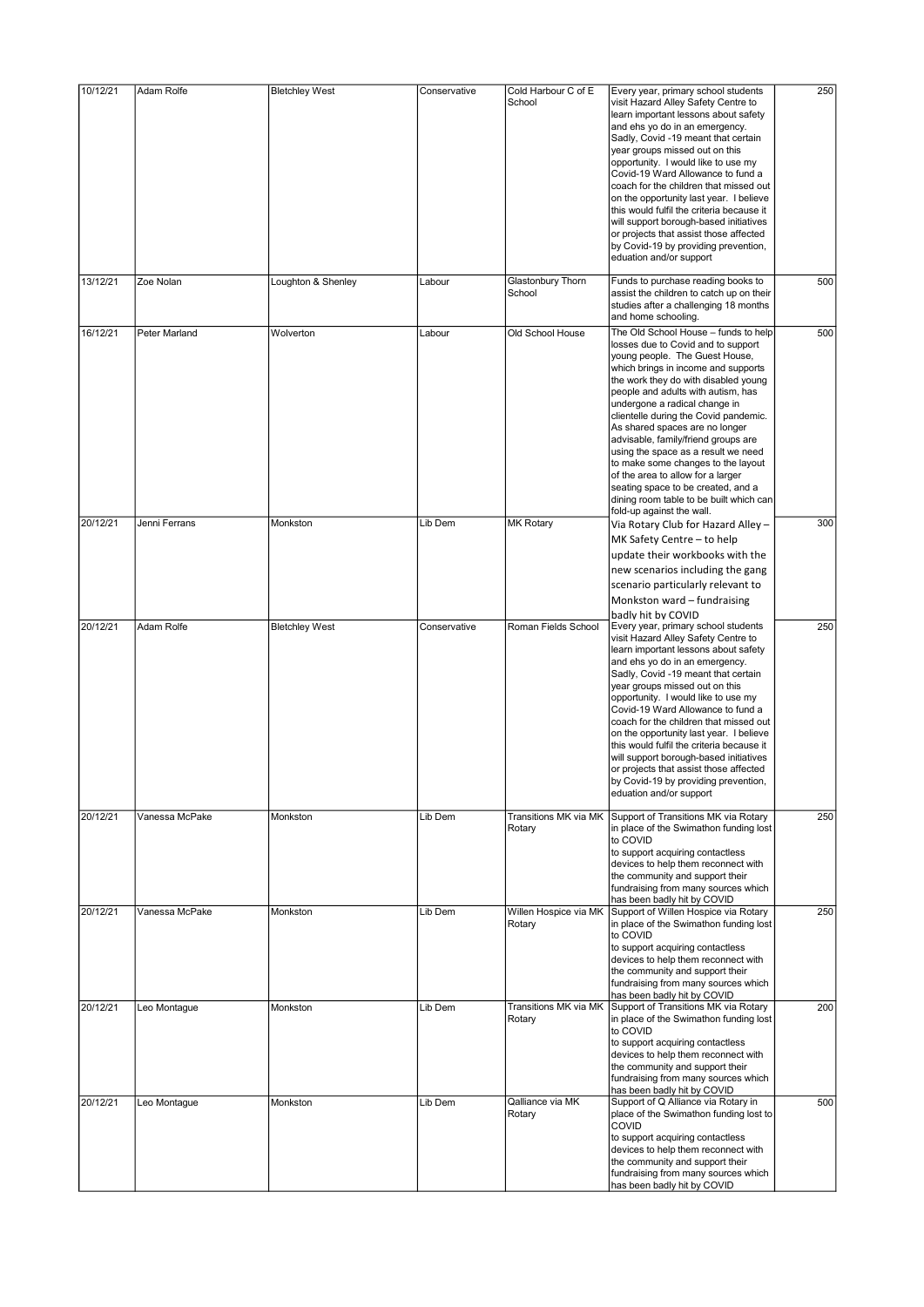| 10/12/21 | Adam Rolfe | Bletchley West | Conservative | Cold Harbour C of E School | Every year, primary school students visit Hazard Alley Safety Centre to learn important lessons about safety and ehs yo do in an emergency. Sadly, Covid -19 meant that certain year groups missed out on this opportunity. I would like to use my Covid-19 Ward Allowance to fund a coach for the children that missed out on the opportunity last year. I believe this would fulfil the criteria because it will support borough-based initiatives or projects that assist those affected by Covid-19 by providing prevention, eduation and/or support | 250 |
|---|---|---|---|---|---|---|
| 13/12/21 | Zoe Nolan | Loughton & Shenley | Labour | Glastonbury Thorn School | Funds to purchase reading books to assist the children to catch up on their studies after a challenging 18 months and home schooling. | 500 |
| 16/12/21 | Peter Marland | Wolverton | Labour | Old School House | The Old School House – funds to help losses due to Covid and to support young people. The Guest House, which brings in income and supports the work they do with disabled young people and adults with autism, has undergone a radical change in clientelle during the Covid pandemic. As shared spaces are no longer advisable, family/friend groups are using the space as a result we need to make some changes to the layout of the area to allow for a larger seating space to be created, and a dining room table to be built which can fold-up against the wall. | 500 |
| 20/12/21 | Jenni Ferrans | Monkston | Lib Dem | MK Rotary | Via Rotary Club for Hazard Alley – MK Safety Centre – to help update their workbooks with the new scenarios including the gang scenario particularly relevant to Monkston ward – fundraising badly hit by COVID | 300 |
| 20/12/21 | Adam Rolfe | Bletchley West | Conservative | Roman Fields School | Every year, primary school students visit Hazard Alley Safety Centre to learn important lessons about safety and ehs yo do in an emergency. Sadly, Covid -19 meant that certain year groups missed out on this opportunity. I would like to use my Covid-19 Ward Allowance to fund a coach for the children that missed out on the opportunity last year. I believe this would fulfil the criteria because it will support borough-based initiatives or projects that assist those affected by Covid-19 by providing prevention, eduation and/or support | 250 |
| 20/12/21 | Vanessa McPake | Monkston | Lib Dem | Transitions MK via MK Rotary | Support of Transitions MK via Rotary in place of the Swimathon funding lost to COVID to support acquiring contactless devices to help them reconnect with the community and support their fundraising from many sources which has been badly hit by COVID | 250 |
| 20/12/21 | Vanessa McPake | Monkston | Lib Dem | Willen Hospice via MK Rotary | Support of Willen Hospice via Rotary in place of the Swimathon funding lost to COVID to support acquiring contactless devices to help them reconnect with the community and support their fundraising from many sources which has been badly hit by COVID | 250 |
| 20/12/21 | Leo Montague | Monkston | Lib Dem | Transitions MK via MK Rotary | Support of Transitions MK via Rotary in place of the Swimathon funding lost to COVID to support acquiring contactless devices to help them reconnect with the community and support their fundraising from many sources which has been badly hit by COVID | 200 |
| 20/12/21 | Leo Montague | Monkston | Lib Dem | Qalliance via MK Rotary | Support of Q Alliance via Rotary in place of the Swimathon funding lost to COVID to support acquiring contactless devices to help them reconnect with the community and support their fundraising from many sources which has been badly hit by COVID | 500 |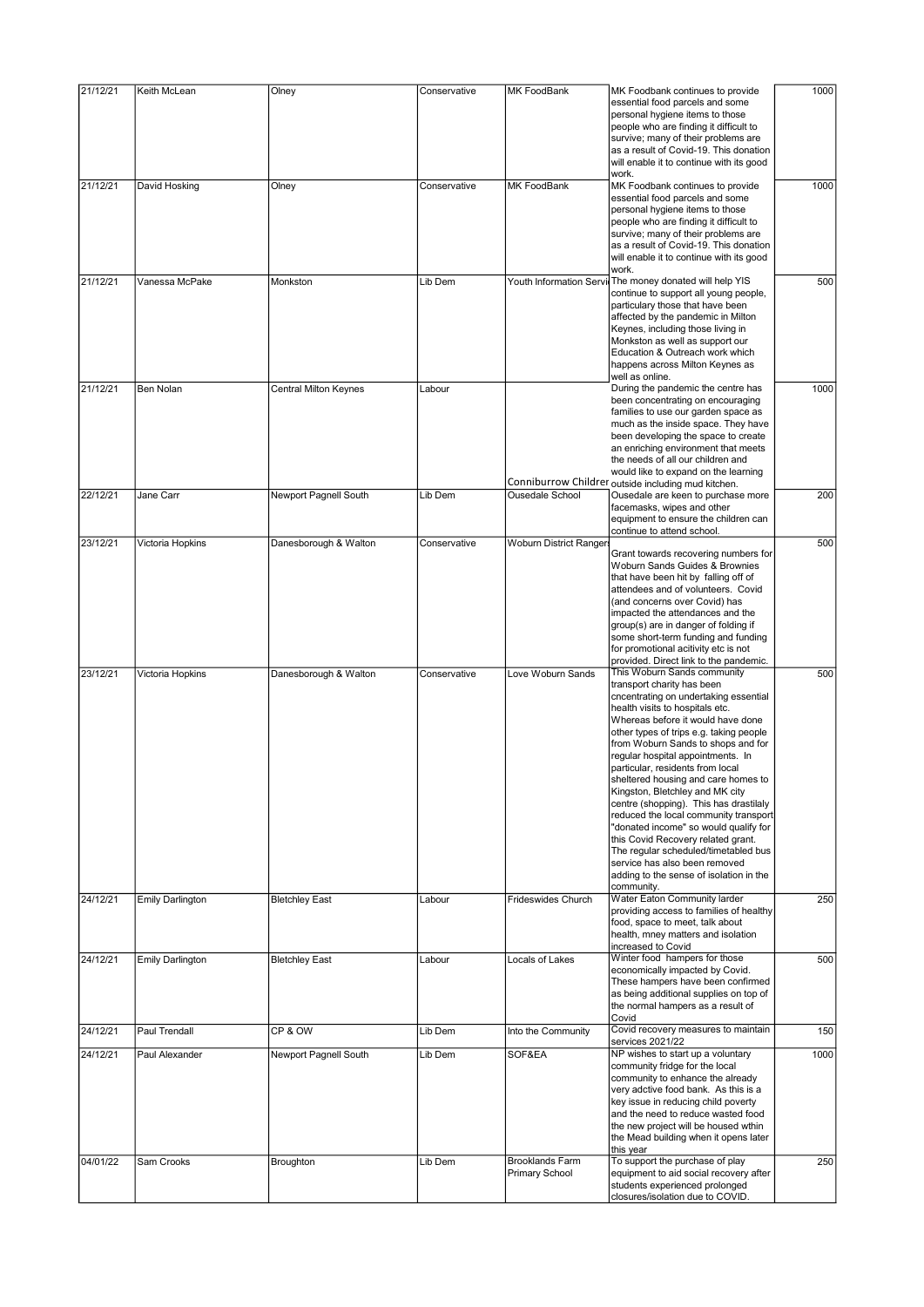| 21/12/21 | Keith McLean | Olney | Conservative | MK FoodBank | MK Foodbank continues to provide essential food parcels and some personal hygiene items to those people who are finding it difficult to survive; many of their problems are as a result of Covid-19. This donation will enable it to continue with its good work. | 1000 |
|---|---|---|---|---|---|---|
| 21/12/21 | David Hosking | Olney | Conservative | MK FoodBank | MK Foodbank continues to provide essential food parcels and some personal hygiene items to those people who are finding it difficult to survive; many of their problems are as a result of Covid-19. This donation will enable it to continue with its good work. | 1000 |
| 21/12/21 | Vanessa McPake | Monkston | Lib Dem | Youth Information Servi | The money donated will help YIS continue to support all young people, particulary those that have been affected by the pandemic in Milton Keynes, including those living in Monkston as well as support our Education & Outreach work which happens across Milton Keynes as well as online. | 500 |
| 21/12/21 | Ben Nolan | Central Milton Keynes | Labour | Conniburrow Children | During the pandemic the centre has been concentrating on encouraging families to use our garden space as much as the inside space. They have been developing the space to create an enriching environment that meets the needs of all our children and would like to expand on the learning outside including mud kitchen. | 1000 |
| 22/12/21 | Jane Carr | Newport Pagnell South | Lib Dem | Ousedale School | Ousedale are keen to purchase more facemasks, wipes and other equipment to ensure the children can continue to attend school. | 200 |
| 23/12/21 | Victoria Hopkins | Danesborough & Walton | Conservative | Woburn District Rangers | Grant towards recovering numbers for Woburn Sands Guides & Brownies that have been hit by falling off of attendees and of volunteers. Covid (and concerns over Covid) has impacted the attendances and the group(s) are in danger of folding if some short-term funding and funding for promotional acitivity etc is not provided. Direct link to the pandemic. | 500 |
| 23/12/21 | Victoria Hopkins | Danesborough & Walton | Conservative | Love Woburn Sands | This Woburn Sands community transport charity has been cncentrating on undertaking essential health visits to hospitals etc. Whereas before it would have done other types of trips e.g. taking people from Woburn Sands to shops and for regular hospital appointments. In particular, residents from local sheltered housing and care homes to Kingston, Bletchley and MK city centre (shopping). This has drastilaly reduced the local community transport "donated income" so would qualify for this Covid Recovery related grant. The regular scheduled/timetabled bus service has also been removed adding to the sense of isolation in the community. | 500 |
| 24/12/21 | Emily Darlington | Bletchley East | Labour | Frideswides Church | Water Eaton Community larder providing access to families of healthy food, space to meet, talk about health, mney matters and isolation increased to Covid | 250 |
| 24/12/21 | Emily Darlington | Bletchley East | Labour | Locals of Lakes | Winter food hampers for those economically impacted by Covid. These hampers have been confirmed as being additional supplies on top of the normal hampers as a result of Covid | 500 |
| 24/12/21 | Paul Trendall | CP & OW | Lib Dem | Into the Community | Covid recovery measures to maintain services 2021/22 | 150 |
| 24/12/21 | Paul Alexander | Newport Pagnell South | Lib Dem | SOF&EA | NP wishes to start up a voluntary community fridge for the local community to enhance the already very adctive food bank. As this is a key issue in reducing child poverty and the need to reduce wasted food the new project will be housed wthin the Mead building when it opens later this year | 1000 |
| 04/01/22 | Sam Crooks | Broughton | Lib Dem | Brooklands Farm Primary School | To support the purchase of play equipment to aid social recovery after students experienced prolonged closures/isolation due to COVID. | 250 |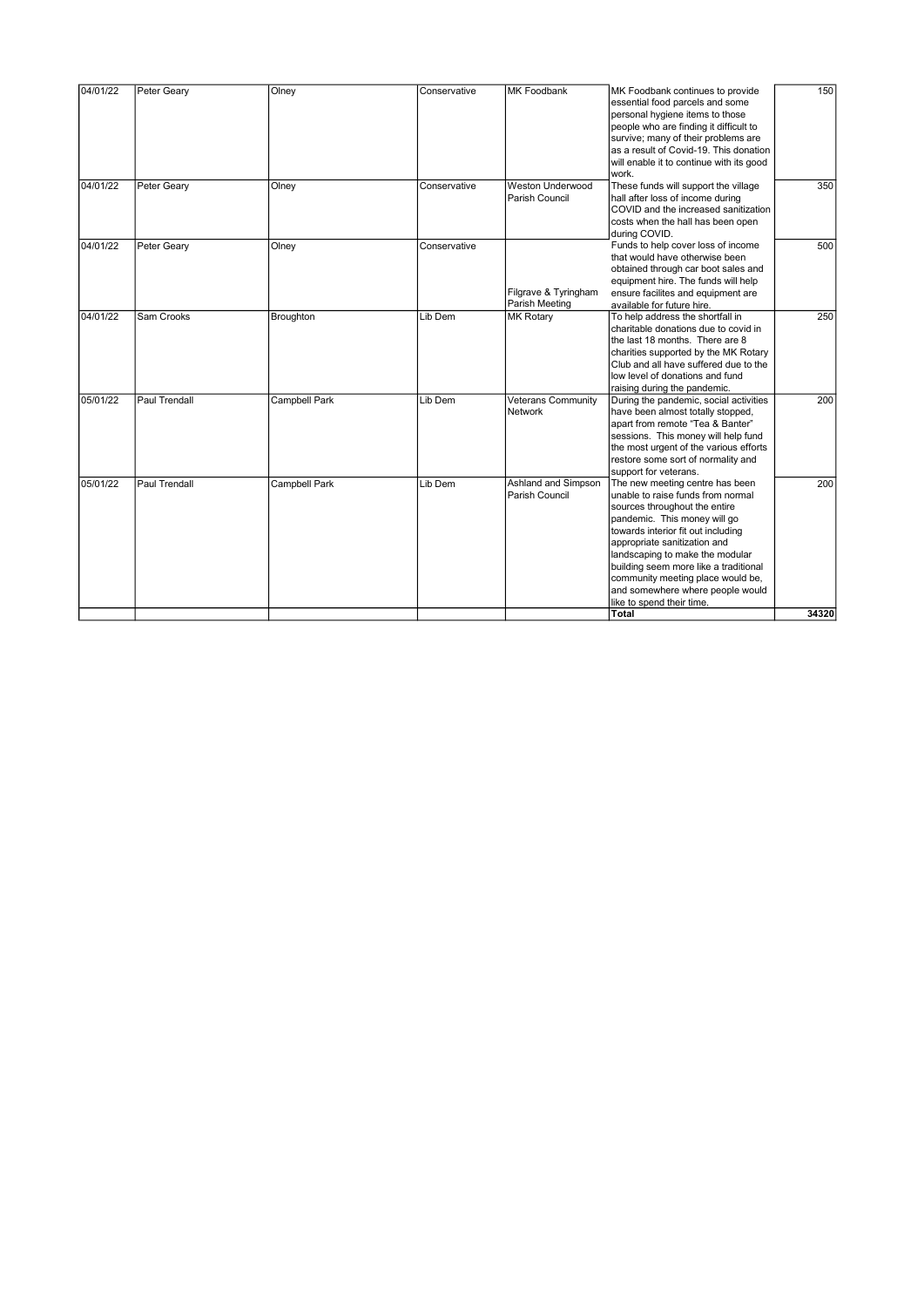| | | | | | | |
|---|---|---|---|---|---|---|
| 04/01/22 | Peter Geary | Olney | Conservative | MK Foodbank | MK Foodbank continues to provide essential food parcels and some personal hygiene items to those people who are finding it difficult to survive; many of their problems are as a result of Covid-19. This donation will enable it to continue with its good work. | 150 |
| 04/01/22 | Peter Geary | Olney | Conservative | Weston Underwood Parish Council | These funds will support the village hall after loss of income during COVID and the increased sanitization costs when the hall has been open during COVID. | 350 |
| 04/01/22 | Peter Geary | Olney | Conservative | Filgrave & Tyringham Parish Meeting | Funds to help cover loss of income that would have otherwise been obtained through car boot sales and equipment hire. The funds will help ensure facilites and equipment are available for future hire. | 500 |
| 04/01/22 | Sam Crooks | Broughton | Lib Dem | MK Rotary | To help address the shortfall in charitable donations due to covid in the last 18 months. There are 8 charities supported by the MK Rotary Club and all have suffered due to the low level of donations and fund raising during the pandemic. | 250 |
| 05/01/22 | Paul Trendall | Campbell Park | Lib Dem | Veterans Community Network | During the pandemic, social activities have been almost totally stopped, apart from remote "Tea & Banter" sessions. This money will help fund the most urgent of the various efforts restore some sort of normality and support for veterans. | 200 |
| 05/01/22 | Paul Trendall | Campbell Park | Lib Dem | Ashland and Simpson Parish Council | The new meeting centre has been unable to raise funds from normal sources throughout the entire pandemic. This money will go towards interior fit out including appropriate sanitization and landscaping to make the modular building seem more like a traditional community meeting place would be, and somewhere where people would like to spend their time. | 200 |
| | | | | | **Total** | **34320** |